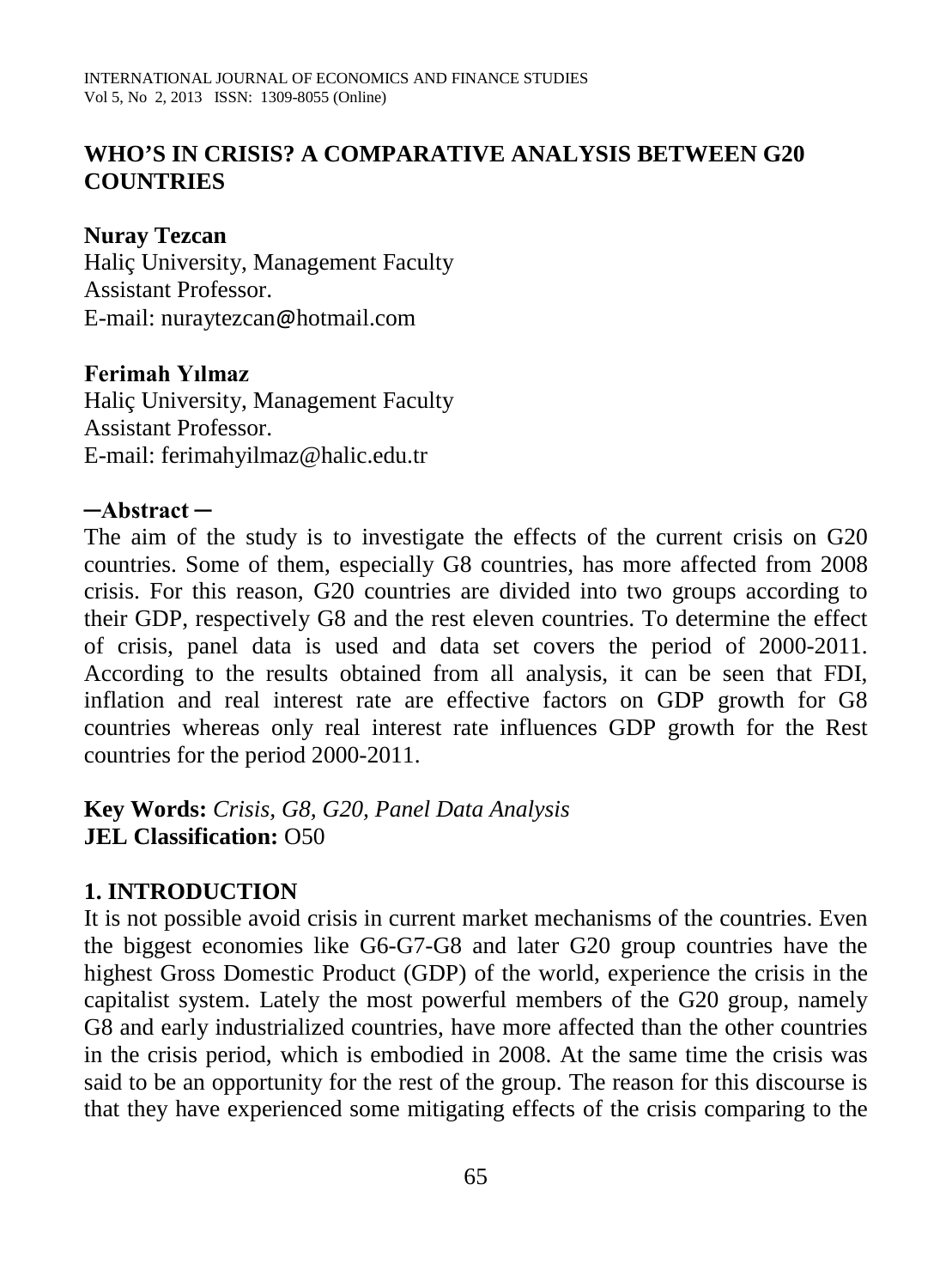# WHO'S IN CRISIS? A COMPARATIVE ANALYSIS BETWEEN G20 COUNTRIES

**Nuray Tezcan**
Haliç University, Management Faculty
Assistant Professor.
E-mail: nuraytezcan@hotmail.com

**Ferimah Yılmaz**
Haliç University, Management Faculty
Assistant Professor.
E-mail: ferimahyilmaz@halic.edu.tr

**─Abstract ─**

The aim of the study is to investigate the effects of the current crisis on G20 countries. Some of them, especially G8 countries, has more affected from 2008 crisis. For this reason, G20 countries are divided into two groups according to their GDP, respectively G8 and the rest eleven countries. To determine the effect of crisis, panel data is used and data set covers the period of 2000-2011. According to the results obtained from all analysis, it can be seen that FDI, inflation and real interest rate are effective factors on GDP growth for G8 countries whereas only real interest rate influences GDP growth for the Rest countries for the period 2000-2011.

**Key Words:** *Crisis, G8, G20, Panel Data Analysis*
**JEL Classification:** O50

## 1. INTRODUCTION

It is not possible avoid crisis in current market mechanisms of the countries. Even the biggest economies like G6-G7-G8 and later G20 group countries have the highest Gross Domestic Product (GDP) of the world, experience the crisis in the capitalist system. Lately the most powerful members of the G20 group, namely G8 and early industrialized countries, have more affected than the other countries in the crisis period, which is embodied in 2008. At the same time the crisis was said to be an opportunity for the rest of the group. The reason for this discourse is that they have experienced some mitigating effects of the crisis comparing to the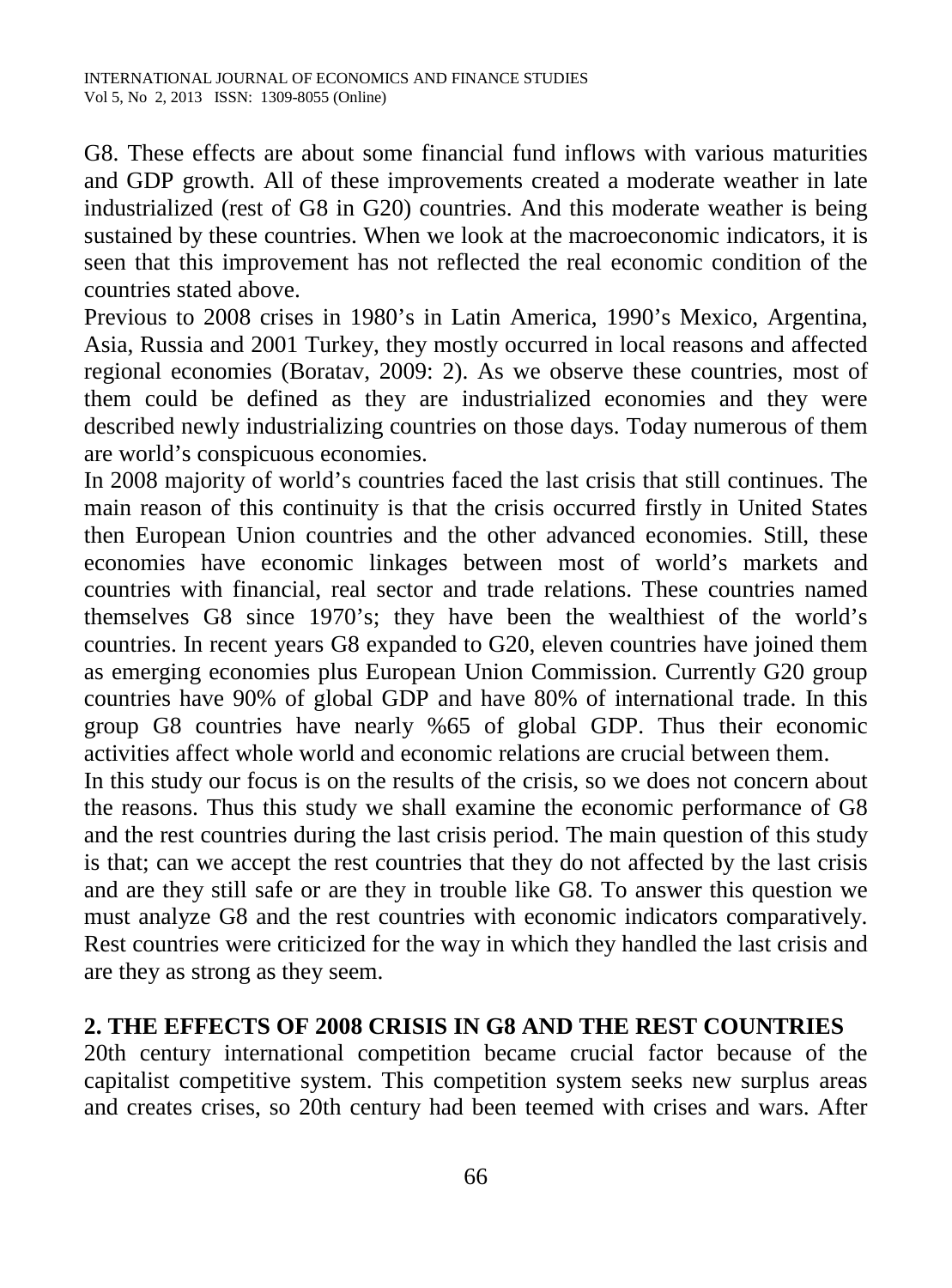G8. These effects are about some financial fund inflows with various maturities and GDP growth. All of these improvements created a moderate weather in late industrialized (rest of G8 in G20) countries. And this moderate weather is being sustained by these countries. When we look at the macroeconomic indicators, it is seen that this improvement has not reflected the real economic condition of the countries stated above.

Previous to 2008 crises in 1980's in Latin America, 1990's Mexico, Argentina, Asia, Russia and 2001 Turkey, they mostly occurred in local reasons and affected regional economies (Boratav, 2009: 2). As we observe these countries, most of them could be defined as they are industrialized economies and they were described newly industrializing countries on those days. Today numerous of them are world's conspicuous economies.

In 2008 majority of world's countries faced the last crisis that still continues. The main reason of this continuity is that the crisis occurred firstly in United States then European Union countries and the other advanced economies. Still, these economies have economic linkages between most of world's markets and countries with financial, real sector and trade relations. These countries named themselves G8 since 1970's; they have been the wealthiest of the world's countries. In recent years G8 expanded to G20, eleven countries have joined them as emerging economies plus European Union Commission. Currently G20 group countries have 90% of global GDP and have 80% of international trade. In this group G8 countries have nearly %65 of global GDP. Thus their economic activities affect whole world and economic relations are crucial between them.

In this study our focus is on the results of the crisis, so we does not concern about the reasons. Thus this study we shall examine the economic performance of G8 and the rest countries during the last crisis period. The main question of this study is that; can we accept the rest countries that they do not affected by the last crisis and are they still safe or are they in trouble like G8. To answer this question we must analyze G8 and the rest countries with economic indicators comparatively. Rest countries were criticized for the way in which they handled the last crisis and are they as strong as they seem.

## 2. THE EFFECTS OF 2008 CRISIS IN G8 AND THE REST COUNTRIES

20th century international competition became crucial factor because of the capitalist competitive system. This competition system seeks new surplus areas and creates crises, so 20th century had been teemed with crises and wars. After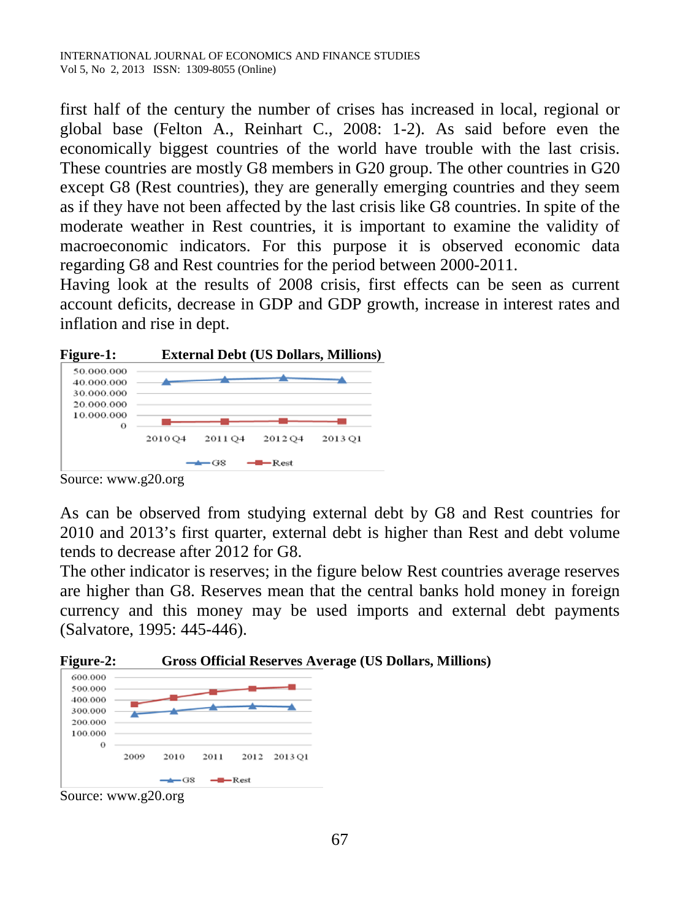first half of the century the number of crises has increased in local, regional or global base (Felton A., Reinhart C., 2008: 1-2). As said before even the economically biggest countries of the world have trouble with the last crisis. These countries are mostly G8 members in G20 group. The other countries in G20 except G8 (Rest countries), they are generally emerging countries and they seem as if they have not been affected by the last crisis like G8 countries. In spite of the moderate weather in Rest countries, it is important to examine the validity of macroeconomic indicators. For this purpose it is observed economic data regarding G8 and Rest countries for the period between 2000-2011.

Having look at the results of 2008 crisis, first effects can be seen as current account deficits, decrease in GDP and GDP growth, increase in interest rates and inflation and rise in dept.

**Figure-1: External Debt (US Dollars, Millions)**

Source: www.g20.org

As can be observed from studying external debt by G8 and Rest countries for 2010 and 2013's first quarter, external debt is higher than Rest and debt volume tends to decrease after 2012 for G8.

The other indicator is reserves; in the figure below Rest countries average reserves are higher than G8. Reserves mean that the central banks hold money in foreign currency and this money may be used imports and external debt payments (Salvatore, 1995: 445-446).

**Figure-2: Gross Official Reserves Average (US Dollars, Millions)**

Source: www.g20.org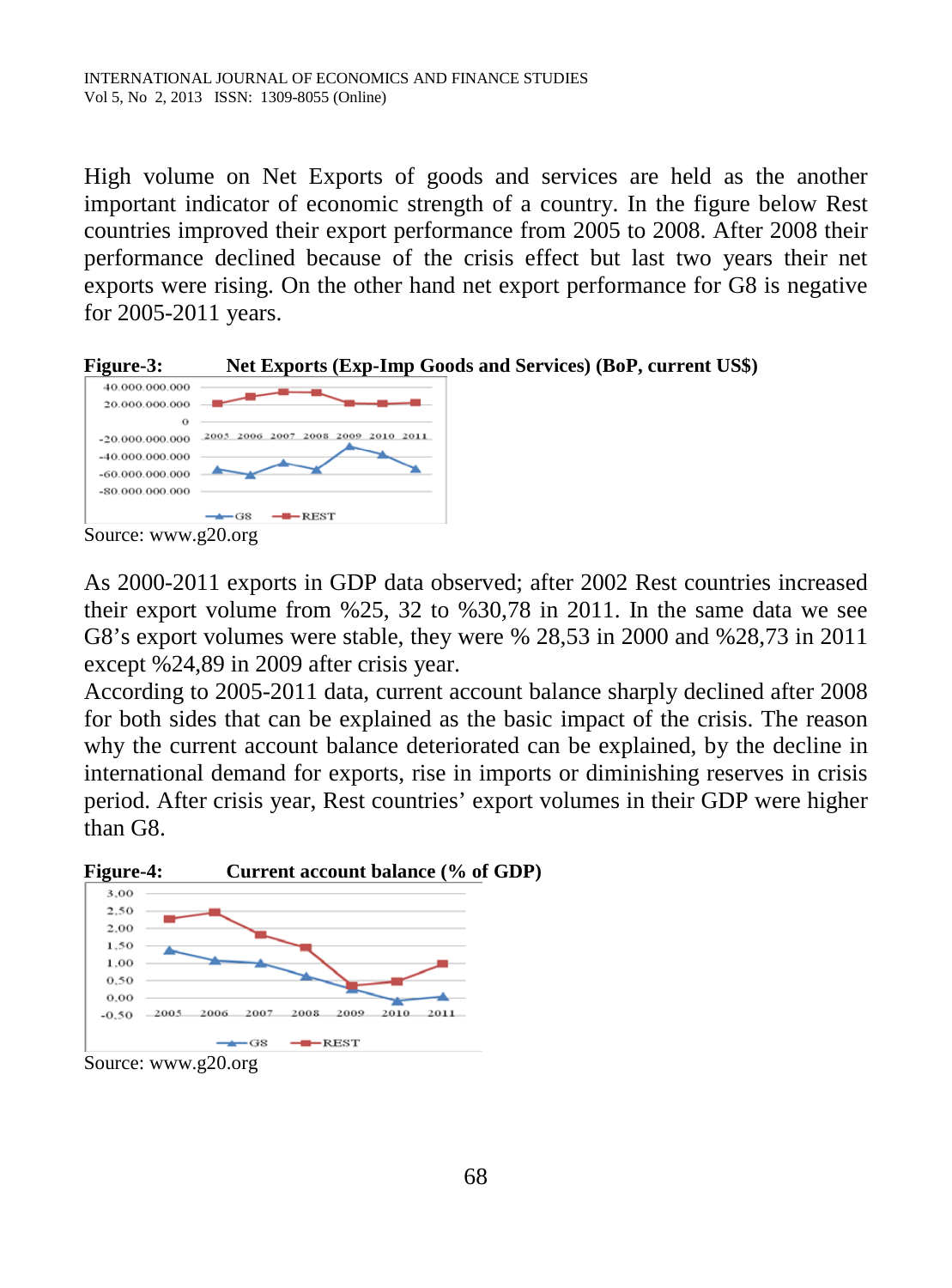High volume on Net Exports of goods and services are held as the another important indicator of economic strength of a country. In the figure below Rest countries improved their export performance from 2005 to 2008. After 2008 their performance declined because of the crisis effect but last two years their net exports were rising. On the other hand net export performance for G8 is negative for 2005-2011 years.

**Figure-3: Net Exports (Exp-Imp Goods and Services) (BoP, current US$)**

Source: www.g20.org

As 2000-2011 exports in GDP data observed; after 2002 Rest countries increased their export volume from %25, 32 to %30,78 in 2011. In the same data we see G8's export volumes were stable, they were % 28,53 in 2000 and %28,73 in 2011 except %24,89 in 2009 after crisis year.

According to 2005-2011 data, current account balance sharply declined after 2008 for both sides that can be explained as the basic impact of the crisis. The reason why the current account balance deteriorated can be explained, by the decline in international demand for exports, rise in imports or diminishing reserves in crisis period. After crisis year, Rest countries' export volumes in their GDP were higher than G8.

**Figure-4: Current account balance (% of GDP)**

Source: www.g20.org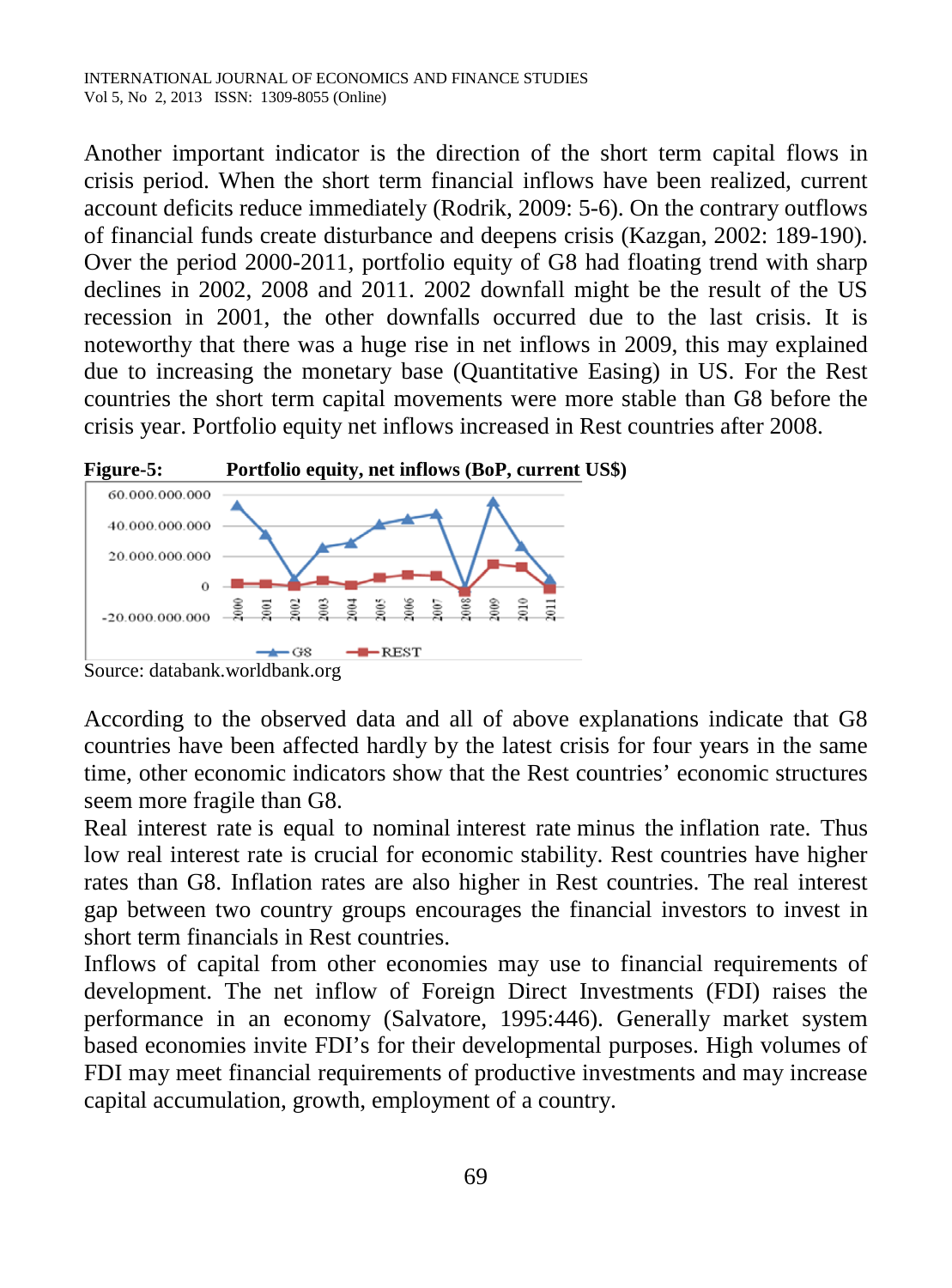Another important indicator is the direction of the short term capital flows in crisis period. When the short term financial inflows have been realized, current account deficits reduce immediately (Rodrik, 2009: 5-6). On the contrary outflows of financial funds create disturbance and deepens crisis (Kazgan, 2002: 189-190). Over the period 2000-2011, portfolio equity of G8 had floating trend with sharp declines in 2002, 2008 and 2011. 2002 downfall might be the result of the US recession in 2001, the other downfalls occurred due to the last crisis. It is noteworthy that there was a huge rise in net inflows in 2009, this may explained due to increasing the monetary base (Quantitative Easing) in US. For the Rest countries the short term capital movements were more stable than G8 before the crisis year. Portfolio equity net inflows increased in Rest countries after 2008.

**Figure-5: Portfolio equity, net inflows (BoP, current US$)**

Source: databank.worldbank.org

According to the observed data and all of above explanations indicate that G8 countries have been affected hardly by the latest crisis for four years in the same time, other economic indicators show that the Rest countries' economic structures seem more fragile than G8.

Real interest rate is equal to nominal interest rate minus the inflation rate. Thus low real interest rate is crucial for economic stability. Rest countries have higher rates than G8. Inflation rates are also higher in Rest countries. The real interest gap between two country groups encourages the financial investors to invest in short term financials in Rest countries.

Inflows of capital from other economies may use to financial requirements of development. The net inflow of Foreign Direct Investments (FDI) raises the performance in an economy (Salvatore, 1995:446). Generally market system based economies invite FDI's for their developmental purposes. High volumes of FDI may meet financial requirements of productive investments and may increase capital accumulation, growth, employment of a country.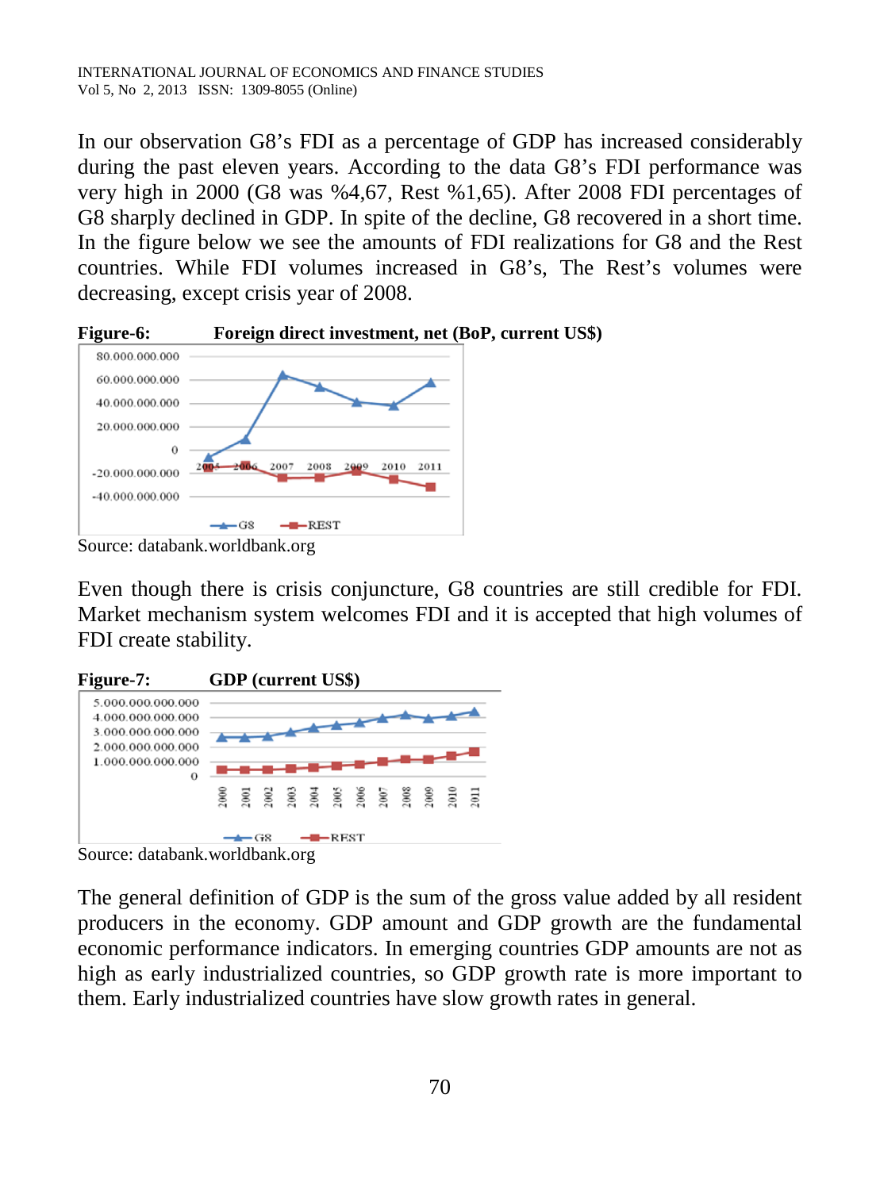In our observation G8's FDI as a percentage of GDP has increased considerably during the past eleven years. According to the data G8's FDI performance was very high in 2000 (G8 was %4,67, Rest %1,65). After 2008 FDI percentages of G8 sharply declined in GDP. In spite of the decline, G8 recovered in a short time. In the figure below we see the amounts of FDI realizations for G8 and the Rest countries. While FDI volumes increased in G8's, The Rest's volumes were decreasing, except crisis year of 2008.

**Figure-6: Foreign direct investment, net (BoP, current US$)**

Source: databank.worldbank.org

Even though there is crisis conjuncture, G8 countries are still credible for FDI. Market mechanism system welcomes FDI and it is accepted that high volumes of FDI create stability.

**Figure-7: GDP (current US$)**

Source: databank.worldbank.org

The general definition of GDP is the sum of the gross value added by all resident producers in the economy. GDP amount and GDP growth are the fundamental economic performance indicators. In emerging countries GDP amounts are not as high as early industrialized countries, so GDP growth rate is more important to them. Early industrialized countries have slow growth rates in general.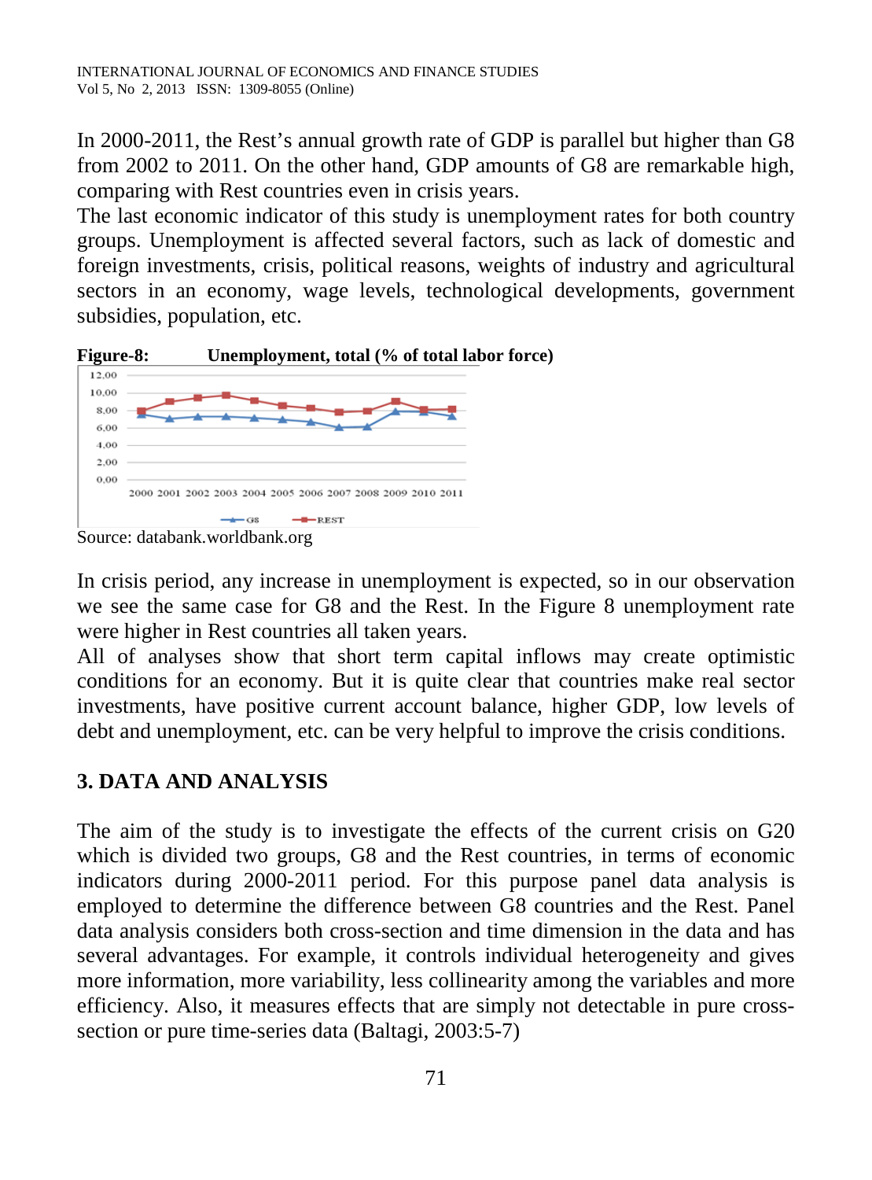In 2000-2011, the Rest's annual growth rate of GDP is parallel but higher than G8 from 2002 to 2011. On the other hand, GDP amounts of G8 are remarkable high, comparing with Rest countries even in crisis years.

The last economic indicator of this study is unemployment rates for both country groups. Unemployment is affected several factors, such as lack of domestic and foreign investments, crisis, political reasons, weights of industry and agricultural sectors in an economy, wage levels, technological developments, government subsidies, population, etc.

**Figure-8: Unemployment, total (% of total labor force)**

Source: databank.worldbank.org

In crisis period, any increase in unemployment is expected, so in our observation we see the same case for G8 and the Rest. In the Figure 8 unemployment rate were higher in Rest countries all taken years.

All of analyses show that short term capital inflows may create optimistic conditions for an economy. But it is quite clear that countries make real sector investments, have positive current account balance, higher GDP, low levels of debt and unemployment, etc. can be very helpful to improve the crisis conditions.

## 3. DATA AND ANALYSIS

The aim of the study is to investigate the effects of the current crisis on G20 which is divided two groups, G8 and the Rest countries, in terms of economic indicators during 2000-2011 period. For this purpose panel data analysis is employed to determine the difference between G8 countries and the Rest. Panel data analysis considers both cross-section and time dimension in the data and has several advantages. For example, it controls individual heterogeneity and gives more information, more variability, less collinearity among the variables and more efficiency. Also, it measures effects that are simply not detectable in pure cross-section or pure time-series data (Baltagi, 2003:5-7)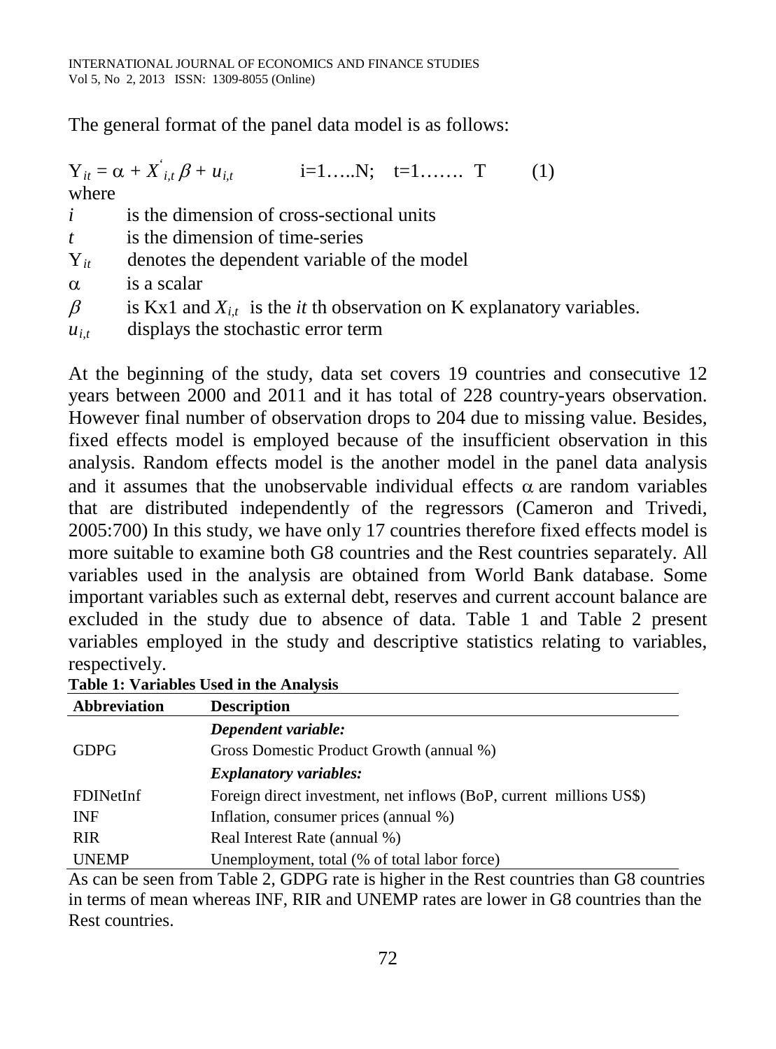The general format of the panel data model is as follows:

$$Y_{it} = \alpha + X^{'}_{i,t}\beta + u_{i,t} \qquad i=1.....N; \quad t=1....... T \qquad (1)$$

where

- $i$ is the dimension of cross-sectional units
- $t$ is the dimension of time-series
- $Y_{it}$ denotes the dependent variable of the model
- $\alpha$ is a scalar
- $\beta$ is Kx1 and $X_{i,t}$ is the *it* th observation on K explanatory variables.
- $u_{i,t}$ displays the stochastic error term

At the beginning of the study, data set covers 19 countries and consecutive 12 years between 2000 and 2011 and it has total of 228 country-years observation. However final number of observation drops to 204 due to missing value. Besides, fixed effects model is employed because of the insufficient observation in this analysis. Random effects model is the another model in the panel data analysis and it assumes that the unobservable individual effects $\alpha$ are random variables that are distributed independently of the regressors (Cameron and Trivedi, 2005:700) In this study, we have only 17 countries therefore fixed effects model is more suitable to examine both G8 countries and the Rest countries separately. All variables used in the analysis are obtained from World Bank database. Some important variables such as external debt, reserves and current account balance are excluded in the study due to absence of data. Table 1 and Table 2 present variables employed in the study and descriptive statistics relating to variables, respectively.

**Table 1: Variables Used in the Analysis**

| Abbreviation | Description |
|---|---|
| | ***Dependent variable:*** |
| GDPG | Gross Domestic Product Growth (annual %) |
| | ***Explanatory variables:*** |
| FDINetInf | Foreign direct investment, net inflows (BoP, current millions US$) |
| INF | Inflation, consumer prices (annual %) |
| RIR | Real Interest Rate (annual %) |
| UNEMP | Unemployment, total (% of total labor force) |

As can be seen from Table 2, GDPG rate is higher in the Rest countries than G8 countries in terms of mean whereas INF, RIR and UNEMP rates are lower in G8 countries than the Rest countries.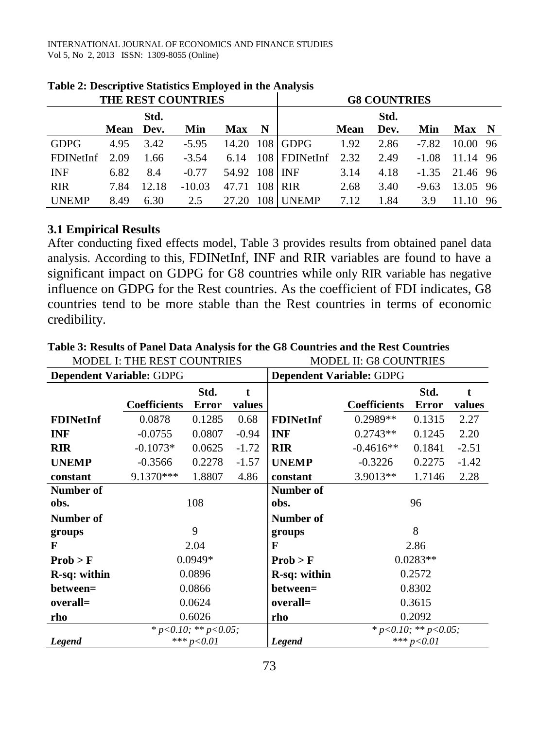**Table 2: Descriptive Statistics Employed in the Analysis**

| THE REST COUNTRIES | | | | | | G8 COUNTRIES | | | | | |
|---|---|---|---|---|---|---|---|---|---|---|---|
| | Mean | Std. Dev. | Min | Max | N | | Mean | Std. Dev. | Min | Max | N |
| GDPG | 4.95 | 3.42 | -5.95 | 14.20 | 108 | GDPG | 1.92 | 2.86 | -7.82 | 10.00 | 96 |
| FDINetInf | 2.09 | 1.66 | -3.54 | 6.14 | 108 | FDINetInf | 2.32 | 2.49 | -1.08 | 11.14 | 96 |
| INF | 6.82 | 8.4 | -0.77 | 54.92 | 108 | INF | 3.14 | 4.18 | -1.35 | 21.46 | 96 |
| RIR | 7.84 | 12.18 | -10.03 | 47.71 | 108 | RIR | 2.68 | 3.40 | -9.63 | 13.05 | 96 |
| UNEMP | 8.49 | 6.30 | 2.5 | 27.20 | 108 | UNEMP | 7.12 | 1.84 | 3.9 | 11.10 | 96 |

### 3.1 Empirical Results

After conducting fixed effects model, Table 3 provides results from obtained panel data analysis. According to this, FDINetInf, INF and RIR variables are found to have a significant impact on GDPG for G8 countries while only RIR variable has negative influence on GDPG for the Rest countries. As the coefficient of FDI indicates, G8 countries tend to be more stable than the Rest countries in terms of economic credibility.

**Table 3: Results of Panel Data Analysis for the G8 Countries and the Rest Countries**

| MODEL I: THE REST COUNTRIES | | | | MODEL II: G8 COUNTRIES | | | |
|---|---|---|---|---|---|---|---|
| **Dependent Variable:** GDPG | | | | **Dependent Variable:** GDPG | | | |
| | **Coefficients** | **Std. Error** | **t values** | | **Coefficients** | **Std. Error** | **t values** |
| **FDINetInf** | 0.0878 | 0.1285 | 0.68 | **FDINetInf** | 0.2989** | 0.1315 | 2.27 |
| **INF** | -0.0755 | 0.0807 | -0.94 | **INF** | 0.2743** | 0.1245 | 2.20 |
| **RIR** | -0.1073* | 0.0625 | -1.72 | **RIR** | -0.4616** | 0.1841 | -2.51 |
| **UNEMP** | -0.3566 | 0.2278 | -1.57 | **UNEMP** | -0.3226 | 0.2275 | -1.42 |
| **constant** | 9.1370*** | 1.8807 | 4.86 | **constant** | 3.9013** | 1.7146 | 2.28 |
| **Number of obs.** | 108 | | | **Number of obs.** | 96 | | |
| **Number of groups** | 9 | | | **Number of groups** | 8 | | |
| **F** | 2.04 | | | **F** | 2.86 | | |
| **Prob > F** | 0.0949* | | | **Prob > F** | 0.0283** | | |
| **R-sq: within** | 0.0896 | | | **R-sq: within** | 0.2572 | | |
| **between=** | 0.0866 | | | **between=** | 0.8302 | | |
| **overall=** | 0.0624 | | | **overall=** | 0.3615 | | |
| **rho** | 0.6026 | | | **rho** | 0.2092 | | |
| ***Legend*** | *\* p<0.10; \*\* p<0.05; \*\*\* p<0.01* | | | ***Legend*** | *\* p<0.10; \*\* p<0.05; \*\*\* p<0.01* | | |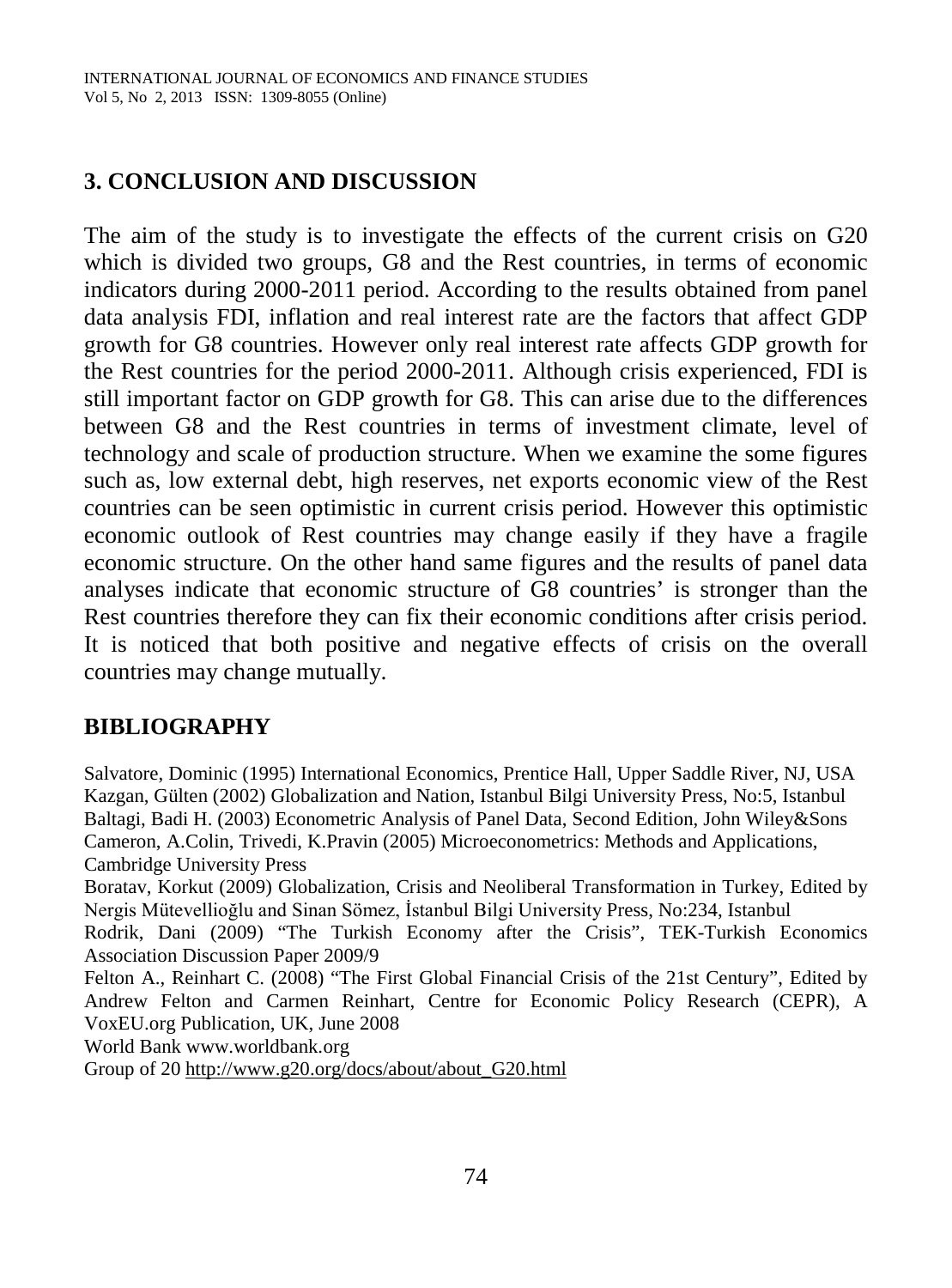## 3. CONCLUSION AND DISCUSSION

The aim of the study is to investigate the effects of the current crisis on G20 which is divided two groups, G8 and the Rest countries, in terms of economic indicators during 2000-2011 period. According to the results obtained from panel data analysis FDI, inflation and real interest rate are the factors that affect GDP growth for G8 countries. However only real interest rate affects GDP growth for the Rest countries for the period 2000-2011. Although crisis experienced, FDI is still important factor on GDP growth for G8. This can arise due to the differences between G8 and the Rest countries in terms of investment climate, level of technology and scale of production structure. When we examine the some figures such as, low external debt, high reserves, net exports economic view of the Rest countries can be seen optimistic in current crisis period. However this optimistic economic outlook of Rest countries may change easily if they have a fragile economic structure. On the other hand same figures and the results of panel data analyses indicate that economic structure of G8 countries' is stronger than the Rest countries therefore they can fix their economic conditions after crisis period. It is noticed that both positive and negative effects of crisis on the overall countries may change mutually.

## BIBLIOGRAPHY

Salvatore, Dominic (1995) International Economics, Prentice Hall, Upper Saddle River, NJ, USA

Kazgan, Gülten (2002) Globalization and Nation, Istanbul Bilgi University Press, No:5, Istanbul

Baltagi, Badi H. (2003) Econometric Analysis of Panel Data, Second Edition, John Wiley&Sons

Cameron, A.Colin, Trivedi, K.Pravin (2005) Microeconometrics: Methods and Applications, Cambridge University Press

Boratav, Korkut (2009) Globalization, Crisis and Neoliberal Transformation in Turkey, Edited by Nergis Mütevellioğlu and Sinan Sömez, İstanbul Bilgi University Press, No:234, Istanbul

Rodrik, Dani (2009) "The Turkish Economy after the Crisis", TEK-Turkish Economics Association Discussion Paper 2009/9

Felton A., Reinhart C. (2008) "The First Global Financial Crisis of the 21st Century", Edited by Andrew Felton and Carmen Reinhart, Centre for Economic Policy Research (CEPR), A VoxEU.org Publication, UK, June 2008

World Bank www.worldbank.org

Group of 20 http://www.g20.org/docs/about/about_G20.html